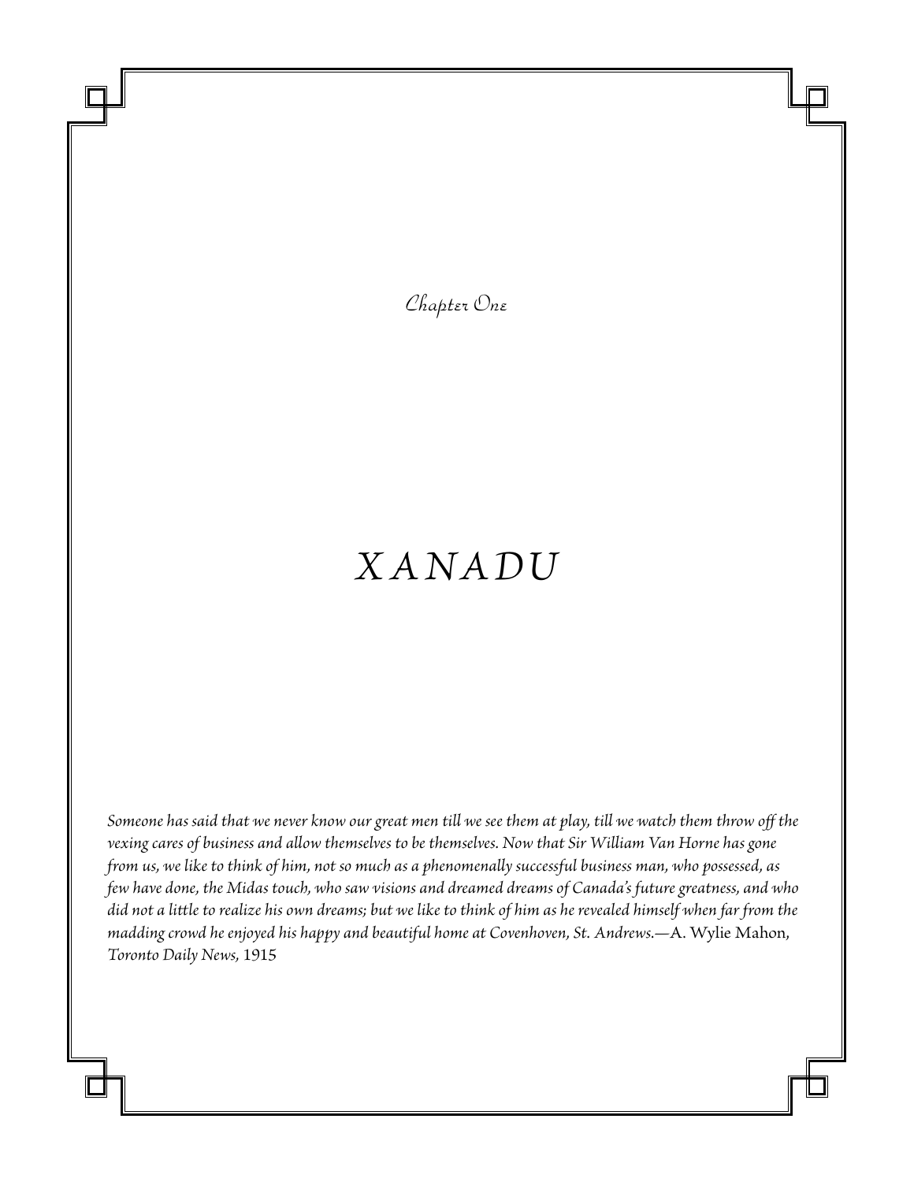Chapter One

# XANADU

*Someone has said that we never know our great men till we see them at play, till we watch them throw off the vexing cares of business and allow themselves to be themselves. Now that Sir William Van Horne has gone from us, we like to think of him, not so much as a phenomenally successful business man, who possessed, as few have done, the Midas touch, who saw visions and dreamed dreams of Canada's future greatness, and who did not a little to realize his own dreams; but we like to think of him as he revealed himself when far from the madding crowd he enjoyed his happy and beautiful home at Covenhoven, St. Andrews.*—A. Wylie Mahon, *Toronto Daily News,* 1915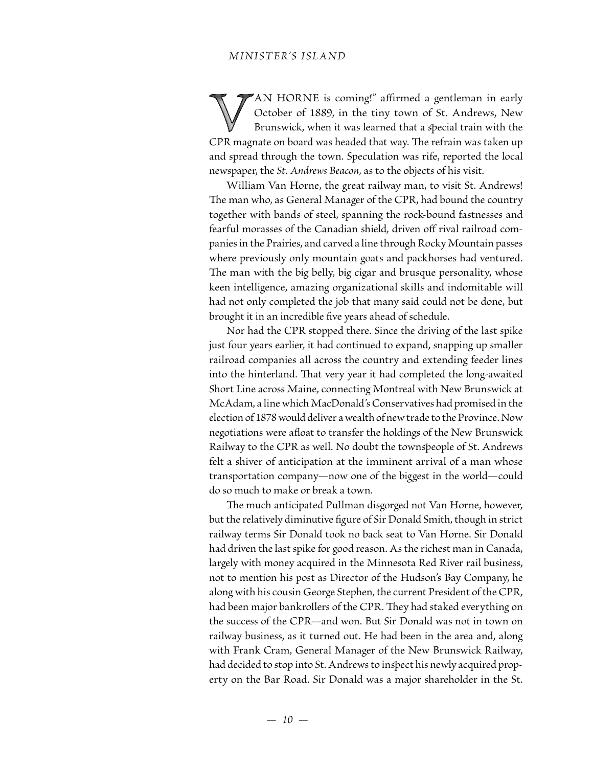"VAN HORNE is coming!" affirmed a gentleman in early October of 1889, in the tiny town of St. Andrews, New Brunswick, when it was learned that a special train with the CPR magnate on board was headed that way. The refrain was taken up and spread through the town. Speculation was rife, reported the local newspaper, the *St. Andrews Beacon*, as to the objects of his visit.

William Van Horne, the great railway man, to visit St. Andrews! The man who, as General Manager of the CPR, had bound the country together with bands of steel, spanning the rock-bound fastnesses and fearful morasses of the Canadian shield, driven off rival railroad companies in the Prairies, and carved a line through Rocky Mountain passes where previously only mountain goats and packhorses had ventured. The man with the big belly, big cigar and brusque personality, whose keen intelligence, amazing organizational skills and indomitable will had not only completed the job that many said could not be done, but brought it in an incredible five years ahead of schedule.

Nor had the CPR stopped there. Since the driving of the last spike just four years earlier, it had continued to expand, snapping up smaller railroad companies all across the country and extending feeder lines into the hinterland. That very year it had completed the long-awaited Short Line across Maine, connecting Montreal with New Brunswick at McAdam, a line which MacDonald's Conservatives had promised in the election of 1878 would deliver a wealth of new trade to the Province. Now negotiations were afloat to transfer the holdings of the New Brunswick Railway to the CPR as well. No doubt the townspeople of St. Andrews felt a shiver of anticipation at the imminent arrival of a man whose transportation company—now one of the biggest in the world—could do so much to make or break a town.

The much anticipated Pullman disgorged not Van Horne, however, but the relatively diminutive figure of Sir Donald Smith, though in strict railway terms Sir Donald took no back seat to Van Horne. Sir Donald had driven the last spike for good reason. As the richest man in Canada, largely with money acquired in the Minnesota Red River rail business, not to mention his post as Director of the Hudson's Bay Company, he along with his cousin George Stephen, the current President of the CPR, had been major bankrollers of the CPR. They had staked everything on the success of the CPR—and won. But Sir Donald was not in town on railway business, as it turned out. He had been in the area and, along with Frank Cram, General Manager of the New Brunswick Railway, had decided to stop into St. Andrews to inspect his newly acquired property on the Bar Road. Sir Donald was a major shareholder in the St.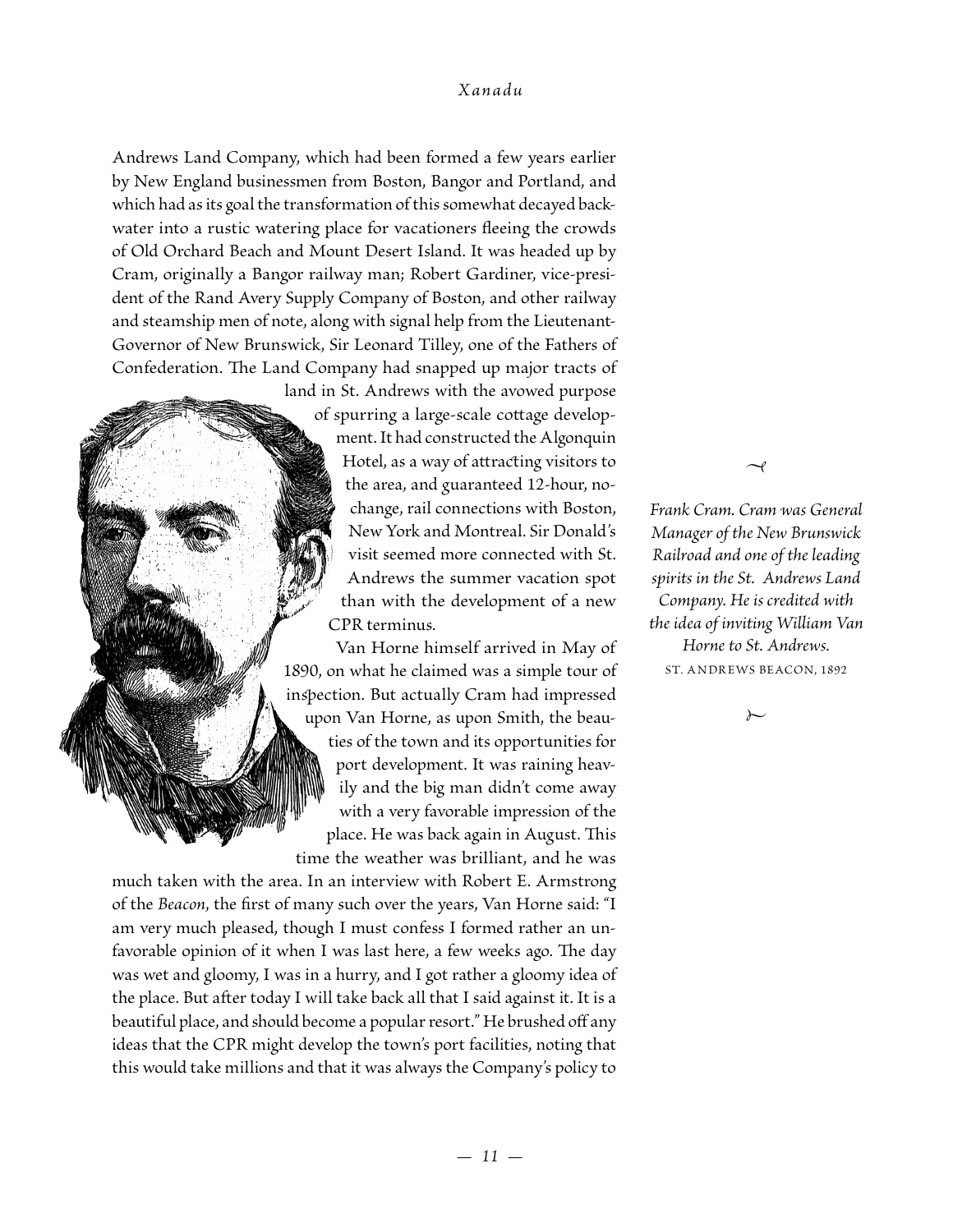Andrews Land Company, which had been formed a few years earlier by New England businessmen from Boston, Bangor and Portland, and which had as its goal the transformation of this somewhat decayed backwater into a rustic watering place for vacationers fleeing the crowds of Old Orchard Beach and Mount Desert Island. It was headed up by Cram, originally a Bangor railway man; Robert Gardiner, vice-president of the Rand Avery Supply Company of Boston, and other railway and steamship men of note, along with signal help from the Lieutenant-Governor of New Brunswick, Sir Leonard Tilley, one of the Fathers of Confederation. The Land Company had snapped up major tracts of land in St. Andrews with the avowed purpose of spurring a large-scale cottage development. It had constructed the Algonquin Hotel, as a way of attracting visitors to the area, and guaranteed 12-hour, no-change, rail connections with Boston, New York and Montreal. Sir Donald's visit seemed more connected with St. Andrews the summer vacation spot than with the development of a new CPR terminus.

Van Horne himself arrived in May of 1890, on what he claimed was a simple tour of inspection. But actually Cram had impressed upon Van Horne, as upon Smith, the beauties of the town and its opportunities for port development. It was raining heavily and the big man didn't come away with a very favorable impression of the place. He was back again in August. This time the weather was brilliant, and he was much taken with the area. In an interview with Robert E. Armstrong of the *Beacon*, the first of many such over the years, Van Horne said: "I am very much pleased, though I must confess I formed rather an unfavorable opinion of it when I was last here, a few weeks ago. The day was wet and gloomy, I was in a hurry, and I got rather a gloomy idea of the place. But after today I will take back all that I said against it. It is a beautiful place, and should become a popular resort." He brushed off any ideas that the CPR might develop the town's port facilities, noting that this would take millions and that it was always the Company's policy to

*Frank Cram. Cram was General Manager of the New Brunswick Railroad and one of the leading spirits in the St. Andrews Land Company. He is credited with the idea of inviting William Van Horne to St. Andrews.*
ST. ANDREWS BEACON, 1892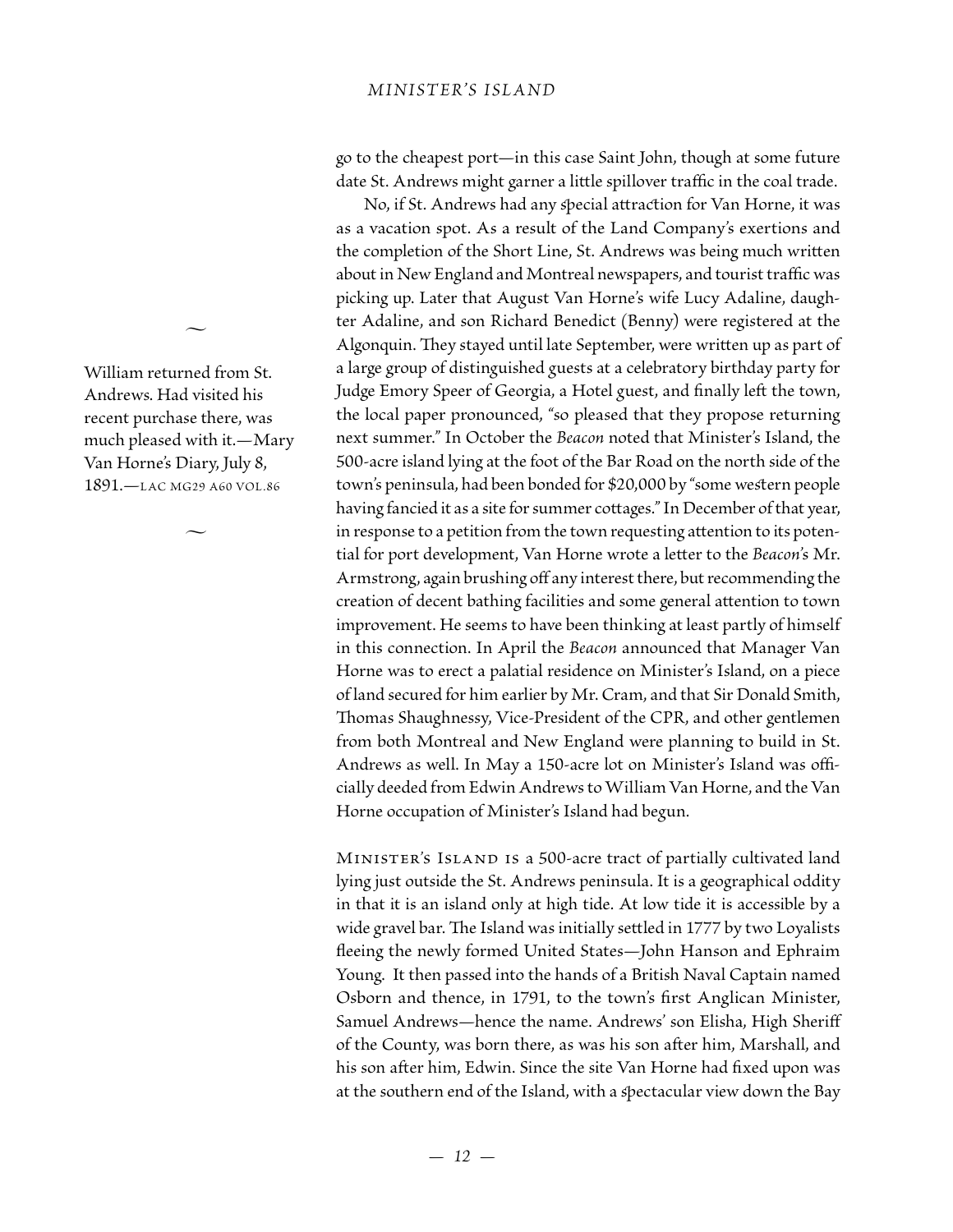go to the cheapest port—in this case Saint John, though at some future date St. Andrews might garner a little spillover traffic in the coal trade.

No, if St. Andrews had any special attraction for Van Horne, it was as a vacation spot. As a result of the Land Company's exertions and the completion of the Short Line, St. Andrews was being much written about in New England and Montreal newspapers, and tourist traffic was picking up. Later that August Van Horne's wife Lucy Adaline, daughter Adaline, and son Richard Benedict (Benny) were registered at the Algonquin. They stayed until late September, were written up as part of a large group of distinguished guests at a celebratory birthday party for Judge Emory Speer of Georgia, a Hotel guest, and finally left the town, the local paper pronounced, "so pleased that they propose returning next summer." In October the *Beacon* noted that Minister's Island, the 500-acre island lying at the foot of the Bar Road on the north side of the town's peninsula, had been bonded for $20,000 by "some western people having fancied it as a site for summer cottages." In December of that year, in response to a petition from the town requesting attention to its potential for port development, Van Horne wrote a letter to the *Beacon*'s Mr. Armstrong, again brushing off any interest there, but recommending the creation of decent bathing facilities and some general attention to town improvement. He seems to have been thinking at least partly of himself in this connection. In April the *Beacon* announced that Manager Van Horne was to erect a palatial residence on Minister's Island, on a piece of land secured for him earlier by Mr. Cram, and that Sir Donald Smith, Thomas Shaughnessy, Vice-President of the CPR, and other gentlemen from both Montreal and New England were planning to build in St. Andrews as well. In May a 150-acre lot on Minister's Island was officially deeded from Edwin Andrews to William Van Horne, and the Van Horne occupation of Minister's Island had begun.

> William returned from St. Andrews. Had visited his recent purchase there, was much pleased with it.—Mary Van Horne's Diary, July 8, 1891.—LAC MG29 A60 VOL.86

MINISTER'S ISLAND is a 500-acre tract of partially cultivated land lying just outside the St. Andrews peninsula. It is a geographical oddity in that it is an island only at high tide. At low tide it is accessible by a wide gravel bar. The Island was initially settled in 1777 by two Loyalists fleeing the newly formed United States—John Hanson and Ephraim Young. It then passed into the hands of a British Naval Captain named Osborn and thence, in 1791, to the town's first Anglican Minister, Samuel Andrews—hence the name. Andrews' son Elisha, High Sheriff of the County, was born there, as was his son after him, Marshall, and his son after him, Edwin. Since the site Van Horne had fixed upon was at the southern end of the Island, with a spectacular view down the Bay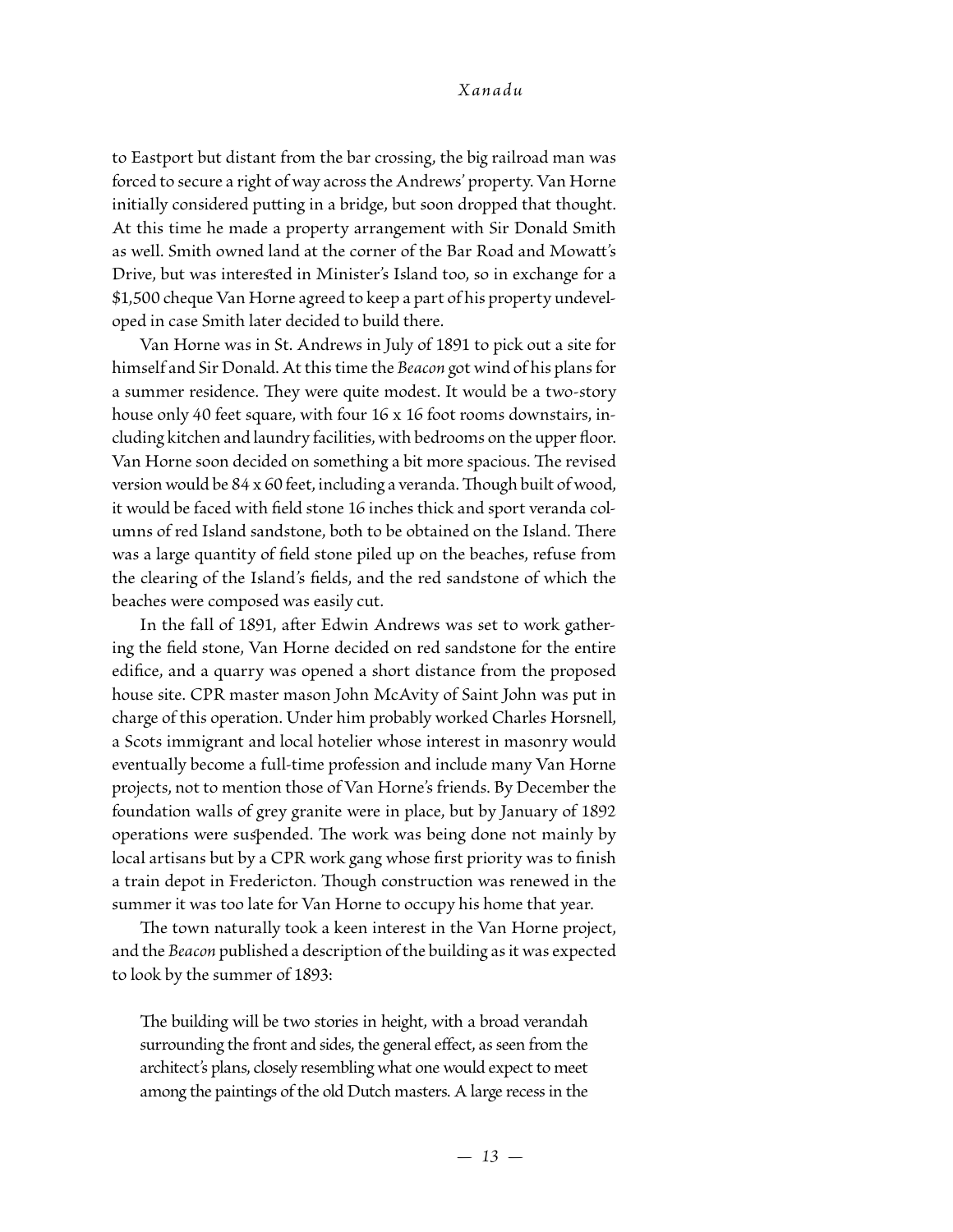to Eastport but distant from the bar crossing, the big railroad man was forced to secure a right of way across the Andrews' property. Van Horne initially considered putting in a bridge, but soon dropped that thought. At this time he made a property arrangement with Sir Donald Smith as well. Smith owned land at the corner of the Bar Road and Mowatt's Drive, but was interested in Minister's Island too, so in exchange for a $1,500 cheque Van Horne agreed to keep a part of his property undeveloped in case Smith later decided to build there.

Van Horne was in St. Andrews in July of 1891 to pick out a site for himself and Sir Donald. At this time the *Beacon* got wind of his plans for a summer residence. They were quite modest. It would be a two-story house only 40 feet square, with four 16 x 16 foot rooms downstairs, including kitchen and laundry facilities, with bedrooms on the upper floor. Van Horne soon decided on something a bit more spacious. The revised version would be 84 x 60 feet, including a veranda. Though built of wood, it would be faced with field stone 16 inches thick and sport veranda columns of red Island sandstone, both to be obtained on the Island. There was a large quantity of field stone piled up on the beaches, refuse from the clearing of the Island's fields, and the red sandstone of which the beaches were composed was easily cut.

In the fall of 1891, after Edwin Andrews was set to work gathering the field stone, Van Horne decided on red sandstone for the entire edifice, and a quarry was opened a short distance from the proposed house site. CPR master mason John McAvity of Saint John was put in charge of this operation. Under him probably worked Charles Horsnell, a Scots immigrant and local hotelier whose interest in masonry would eventually become a full-time profession and include many Van Horne projects, not to mention those of Van Horne's friends. By December the foundation walls of grey granite were in place, but by January of 1892 operations were suspended. The work was being done not mainly by local artisans but by a CPR work gang whose first priority was to finish a train depot in Fredericton. Though construction was renewed in the summer it was too late for Van Horne to occupy his home that year.

The town naturally took a keen interest in the Van Horne project, and the *Beacon* published a description of the building as it was expected to look by the summer of 1893:

> The building will be two stories in height, with a broad verandah surrounding the front and sides, the general effect, as seen from the architect's plans, closely resembling what one would expect to meet among the paintings of the old Dutch masters. A large recess in the